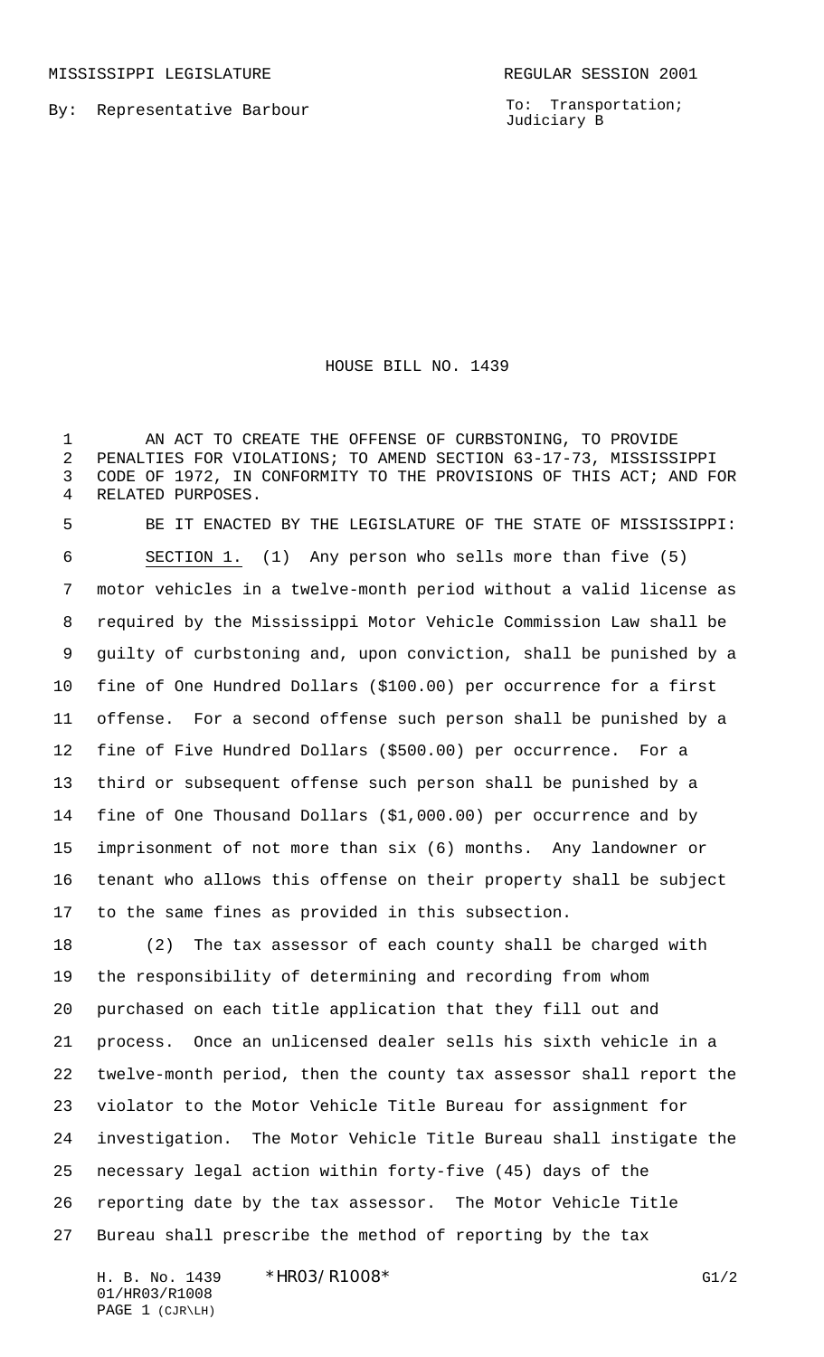MISSISSIPPI LEGISLATURE REGULAR SESSION 2001

By: Representative Barbour

To: Transportation; Judiciary B

# HOUSE BILL NO. 1439

AN ACT TO CREATE THE OFFENSE OF CURBSTONING, TO PROVIDE PENALTIES FOR VIOLATIONS; TO AMEND SECTION 63-17-73, MISSISSIPPI CODE OF 1972, IN CONFORMITY TO THE PROVISIONS OF THIS ACT; AND FOR RELATED PURPOSES.

BE IT ENACTED BY THE LEGISLATURE OF THE STATE OF MISSISSIPPI:

SECTION 1. (1) Any person who sells more than five (5) motor vehicles in a twelve-month period without a valid license as required by the Mississippi Motor Vehicle Commission Law shall be guilty of curbstoning and, upon conviction, shall be punished by a fine of One Hundred Dollars ($100.00) per occurrence for a first offense. For a second offense such person shall be punished by a fine of Five Hundred Dollars ($500.00) per occurrence. For a third or subsequent offense such person shall be punished by a fine of One Thousand Dollars ($1,000.00) per occurrence and by imprisonment of not more than six (6) months. Any landowner or tenant who allows this offense on their property shall be subject to the same fines as provided in this subsection.

(2) The tax assessor of each county shall be charged with the responsibility of determining and recording from whom purchased on each title application that they fill out and process. Once an unlicensed dealer sells his sixth vehicle in a twelve-month period, then the county tax assessor shall report the violator to the Motor Vehicle Title Bureau for assignment for investigation. The Motor Vehicle Title Bureau shall instigate the necessary legal action within forty-five (45) days of the reporting date by the tax assessor. The Motor Vehicle Title Bureau shall prescribe the method of reporting by the tax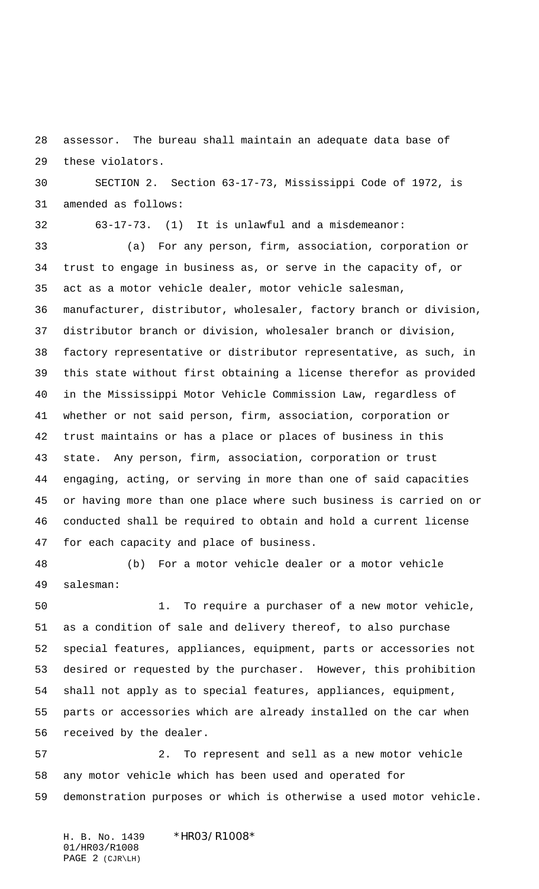assessor. The bureau shall maintain an adequate data base of these violators.

SECTION 2. Section 63-17-73, Mississippi Code of 1972, is amended as follows:

63-17-73. (1) It is unlawful and a misdemeanor:

(a) For any person, firm, association, corporation or trust to engage in business as, or serve in the capacity of, or act as a motor vehicle dealer, motor vehicle salesman, manufacturer, distributor, wholesaler, factory branch or division, distributor branch or division, wholesaler branch or division, factory representative or distributor representative, as such, in this state without first obtaining a license therefor as provided in the Mississippi Motor Vehicle Commission Law, regardless of whether or not said person, firm, association, corporation or trust maintains or has a place or places of business in this state. Any person, firm, association, corporation or trust engaging, acting, or serving in more than one of said capacities or having more than one place where such business is carried on or conducted shall be required to obtain and hold a current license for each capacity and place of business.

(b) For a motor vehicle dealer or a motor vehicle salesman:

1. To require a purchaser of a new motor vehicle, as a condition of sale and delivery thereof, to also purchase special features, appliances, equipment, parts or accessories not desired or requested by the purchaser. However, this prohibition shall not apply as to special features, appliances, equipment, parts or accessories which are already installed on the car when received by the dealer.

2. To represent and sell as a new motor vehicle any motor vehicle which has been used and operated for demonstration purposes or which is otherwise a used motor vehicle.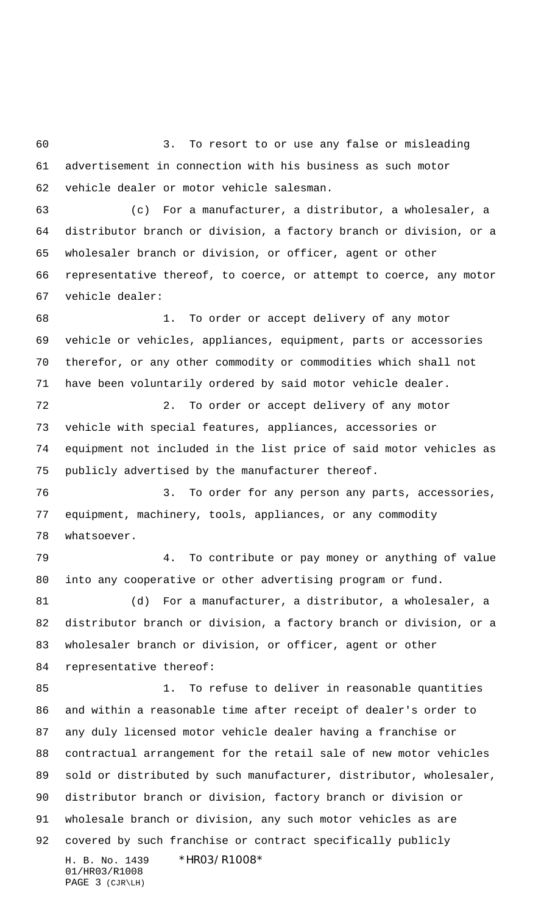3. To resort to or use any false or misleading advertisement in connection with his business as such motor vehicle dealer or motor vehicle salesman.

(c) For a manufacturer, a distributor, a wholesaler, a distributor branch or division, a factory branch or division, or a wholesaler branch or division, or officer, agent or other representative thereof, to coerce, or attempt to coerce, any motor vehicle dealer:

1. To order or accept delivery of any motor vehicle or vehicles, appliances, equipment, parts or accessories therefor, or any other commodity or commodities which shall not have been voluntarily ordered by said motor vehicle dealer.

2. To order or accept delivery of any motor vehicle with special features, appliances, accessories or equipment not included in the list price of said motor vehicles as publicly advertised by the manufacturer thereof.

3. To order for any person any parts, accessories, equipment, machinery, tools, appliances, or any commodity whatsoever.

4. To contribute or pay money or anything of value into any cooperative or other advertising program or fund.

(d) For a manufacturer, a distributor, a wholesaler, a distributor branch or division, a factory branch or division, or a wholesaler branch or division, or officer, agent or other representative thereof:

1. To refuse to deliver in reasonable quantities and within a reasonable time after receipt of dealer's order to any duly licensed motor vehicle dealer having a franchise or contractual arrangement for the retail sale of new motor vehicles sold or distributed by such manufacturer, distributor, wholesaler, distributor branch or division, factory branch or division or wholesale branch or division, any such motor vehicles as are covered by such franchise or contract specifically publicly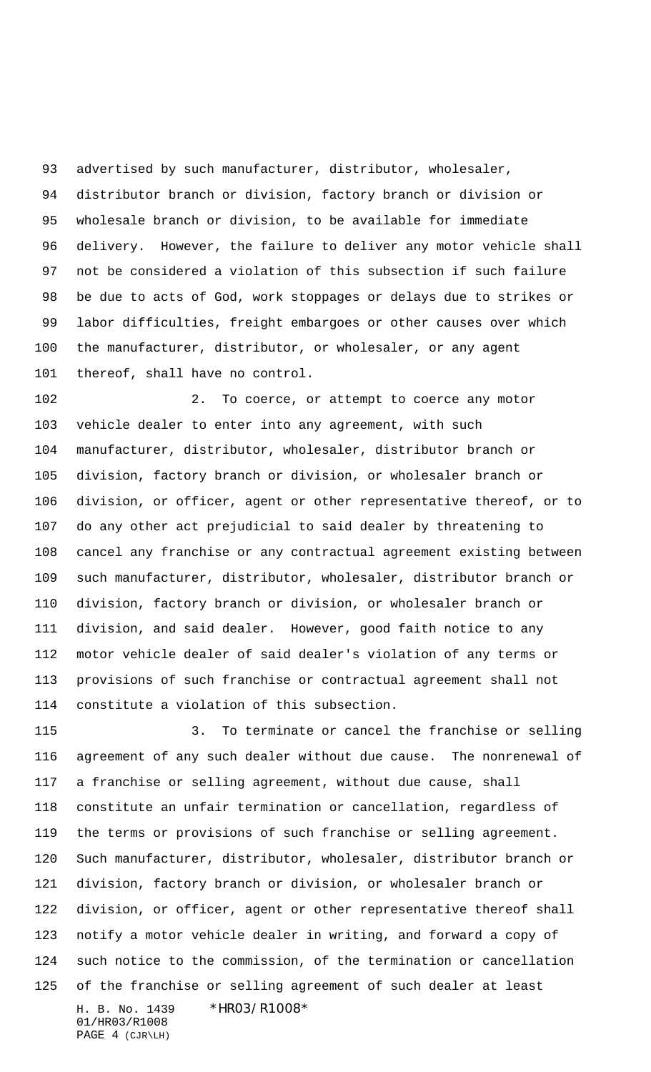advertised by such manufacturer, distributor, wholesaler, distributor branch or division, factory branch or division or wholesale branch or division, to be available for immediate delivery. However, the failure to deliver any motor vehicle shall not be considered a violation of this subsection if such failure be due to acts of God, work stoppages or delays due to strikes or labor difficulties, freight embargoes or other causes over which the manufacturer, distributor, or wholesaler, or any agent thereof, shall have no control.

2. To coerce, or attempt to coerce any motor vehicle dealer to enter into any agreement, with such manufacturer, distributor, wholesaler, distributor branch or division, factory branch or division, or wholesaler branch or division, or officer, agent or other representative thereof, or to do any other act prejudicial to said dealer by threatening to cancel any franchise or any contractual agreement existing between such manufacturer, distributor, wholesaler, distributor branch or division, factory branch or division, or wholesaler branch or division, and said dealer. However, good faith notice to any motor vehicle dealer of said dealer's violation of any terms or provisions of such franchise or contractual agreement shall not constitute a violation of this subsection.

3. To terminate or cancel the franchise or selling agreement of any such dealer without due cause. The nonrenewal of a franchise or selling agreement, without due cause, shall constitute an unfair termination or cancellation, regardless of the terms or provisions of such franchise or selling agreement. Such manufacturer, distributor, wholesaler, distributor branch or division, factory branch or division, or wholesaler branch or division, or officer, agent or other representative thereof shall notify a motor vehicle dealer in writing, and forward a copy of such notice to the commission, of the termination or cancellation of the franchise or selling agreement of such dealer at least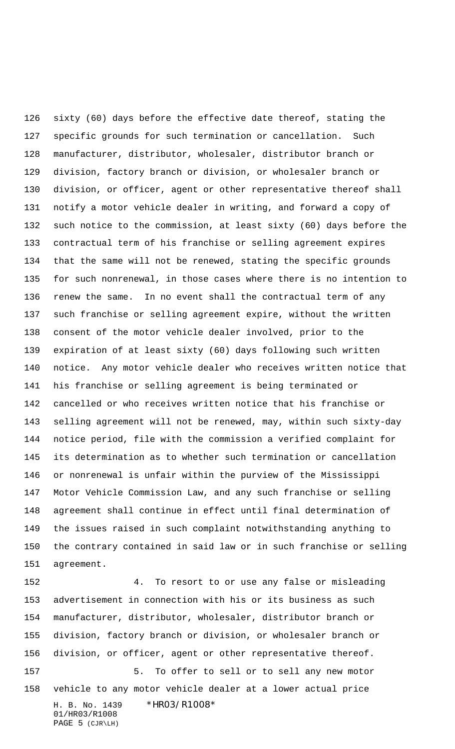sixty (60) days before the effective date thereof, stating the specific grounds for such termination or cancellation. Such manufacturer, distributor, wholesaler, distributor branch or division, factory branch or division, or wholesaler branch or division, or officer, agent or other representative thereof shall notify a motor vehicle dealer in writing, and forward a copy of such notice to the commission, at least sixty (60) days before the contractual term of his franchise or selling agreement expires that the same will not be renewed, stating the specific grounds for such nonrenewal, in those cases where there is no intention to renew the same. In no event shall the contractual term of any such franchise or selling agreement expire, without the written consent of the motor vehicle dealer involved, prior to the expiration of at least sixty (60) days following such written notice. Any motor vehicle dealer who receives written notice that his franchise or selling agreement is being terminated or cancelled or who receives written notice that his franchise or selling agreement will not be renewed, may, within such sixty-day notice period, file with the commission a verified complaint for its determination as to whether such termination or cancellation or nonrenewal is unfair within the purview of the Mississippi Motor Vehicle Commission Law, and any such franchise or selling agreement shall continue in effect until final determination of the issues raised in such complaint notwithstanding anything to the contrary contained in said law or in such franchise or selling agreement.

4. To resort to or use any false or misleading advertisement in connection with his or its business as such manufacturer, distributor, wholesaler, distributor branch or division, factory branch or division, or wholesaler branch or division, or officer, agent or other representative thereof.

5. To offer to sell or to sell any new motor vehicle to any motor vehicle dealer at a lower actual price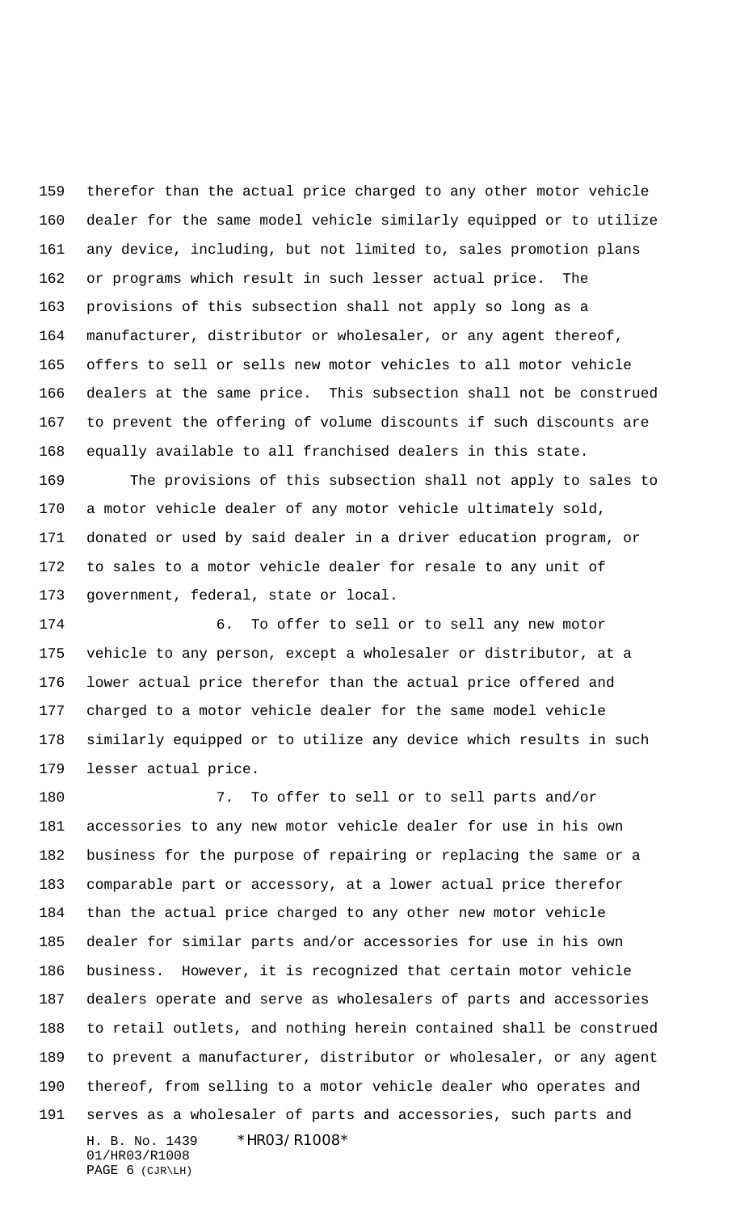therefor than the actual price charged to any other motor vehicle dealer for the same model vehicle similarly equipped or to utilize any device, including, but not limited to, sales promotion plans or programs which result in such lesser actual price. The provisions of this subsection shall not apply so long as a manufacturer, distributor or wholesaler, or any agent thereof, offers to sell or sells new motor vehicles to all motor vehicle dealers at the same price. This subsection shall not be construed to prevent the offering of volume discounts if such discounts are equally available to all franchised dealers in this state.

The provisions of this subsection shall not apply to sales to a motor vehicle dealer of any motor vehicle ultimately sold, donated or used by said dealer in a driver education program, or to sales to a motor vehicle dealer for resale to any unit of government, federal, state or local.

6. To offer to sell or to sell any new motor vehicle to any person, except a wholesaler or distributor, at a lower actual price therefor than the actual price offered and charged to a motor vehicle dealer for the same model vehicle similarly equipped or to utilize any device which results in such lesser actual price.

7. To offer to sell or to sell parts and/or accessories to any new motor vehicle dealer for use in his own business for the purpose of repairing or replacing the same or a comparable part or accessory, at a lower actual price therefor than the actual price charged to any other new motor vehicle dealer for similar parts and/or accessories for use in his own business. However, it is recognized that certain motor vehicle dealers operate and serve as wholesalers of parts and accessories to retail outlets, and nothing herein contained shall be construed to prevent a manufacturer, distributor or wholesaler, or any agent thereof, from selling to a motor vehicle dealer who operates and serves as a wholesaler of parts and accessories, such parts and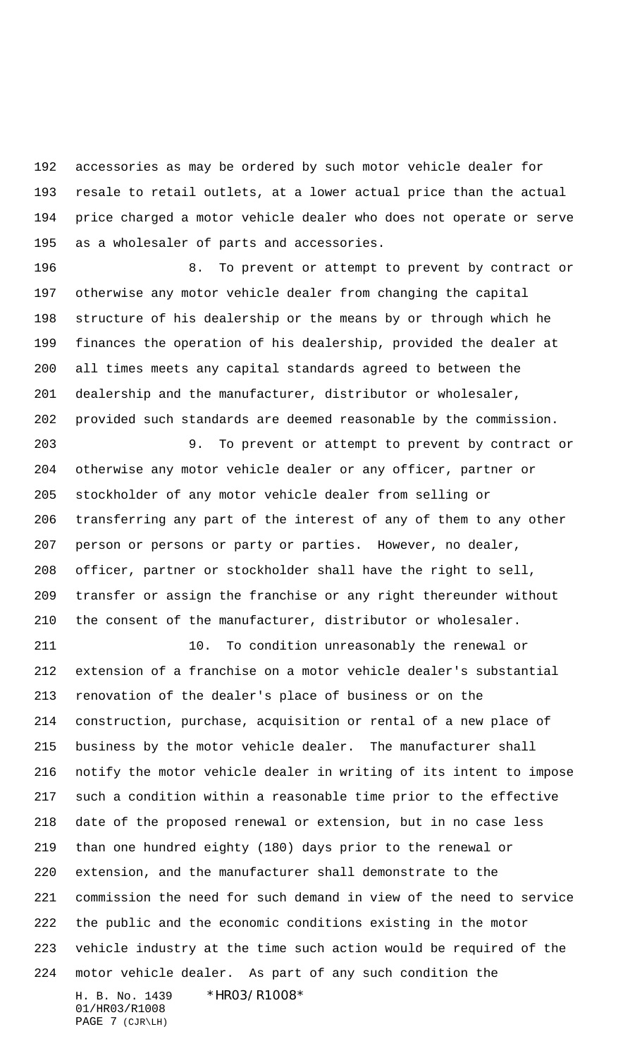accessories as may be ordered by such motor vehicle dealer for resale to retail outlets, at a lower actual price than the actual price charged a motor vehicle dealer who does not operate or serve as a wholesaler of parts and accessories.

8. To prevent or attempt to prevent by contract or otherwise any motor vehicle dealer from changing the capital structure of his dealership or the means by or through which he finances the operation of his dealership, provided the dealer at all times meets any capital standards agreed to between the dealership and the manufacturer, distributor or wholesaler, provided such standards are deemed reasonable by the commission.

9. To prevent or attempt to prevent by contract or otherwise any motor vehicle dealer or any officer, partner or stockholder of any motor vehicle dealer from selling or transferring any part of the interest of any of them to any other person or persons or party or parties. However, no dealer, officer, partner or stockholder shall have the right to sell, transfer or assign the franchise or any right thereunder without the consent of the manufacturer, distributor or wholesaler.

10. To condition unreasonably the renewal or extension of a franchise on a motor vehicle dealer's substantial renovation of the dealer's place of business or on the construction, purchase, acquisition or rental of a new place of business by the motor vehicle dealer. The manufacturer shall notify the motor vehicle dealer in writing of its intent to impose such a condition within a reasonable time prior to the effective date of the proposed renewal or extension, but in no case less than one hundred eighty (180) days prior to the renewal or extension, and the manufacturer shall demonstrate to the commission the need for such demand in view of the need to service the public and the economic conditions existing in the motor vehicle industry at the time such action would be required of the motor vehicle dealer. As part of any such condition the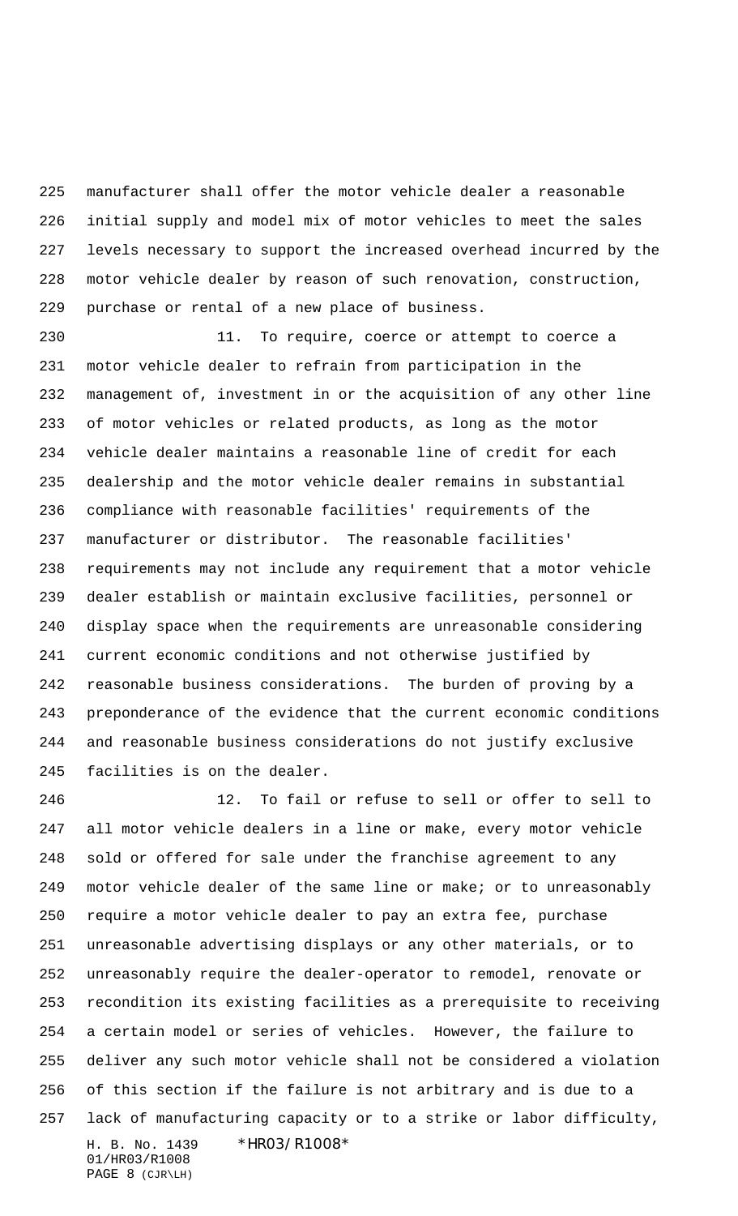manufacturer shall offer the motor vehicle dealer a reasonable initial supply and model mix of motor vehicles to meet the sales levels necessary to support the increased overhead incurred by the motor vehicle dealer by reason of such renovation, construction, purchase or rental of a new place of business.

11. To require, coerce or attempt to coerce a motor vehicle dealer to refrain from participation in the management of, investment in or the acquisition of any other line of motor vehicles or related products, as long as the motor vehicle dealer maintains a reasonable line of credit for each dealership and the motor vehicle dealer remains in substantial compliance with reasonable facilities' requirements of the manufacturer or distributor. The reasonable facilities' requirements may not include any requirement that a motor vehicle dealer establish or maintain exclusive facilities, personnel or display space when the requirements are unreasonable considering current economic conditions and not otherwise justified by reasonable business considerations. The burden of proving by a preponderance of the evidence that the current economic conditions and reasonable business considerations do not justify exclusive facilities is on the dealer.

12. To fail or refuse to sell or offer to sell to all motor vehicle dealers in a line or make, every motor vehicle sold or offered for sale under the franchise agreement to any motor vehicle dealer of the same line or make; or to unreasonably require a motor vehicle dealer to pay an extra fee, purchase unreasonable advertising displays or any other materials, or to unreasonably require the dealer-operator to remodel, renovate or recondition its existing facilities as a prerequisite to receiving a certain model or series of vehicles. However, the failure to deliver any such motor vehicle shall not be considered a violation of this section if the failure is not arbitrary and is due to a lack of manufacturing capacity or to a strike or labor difficulty,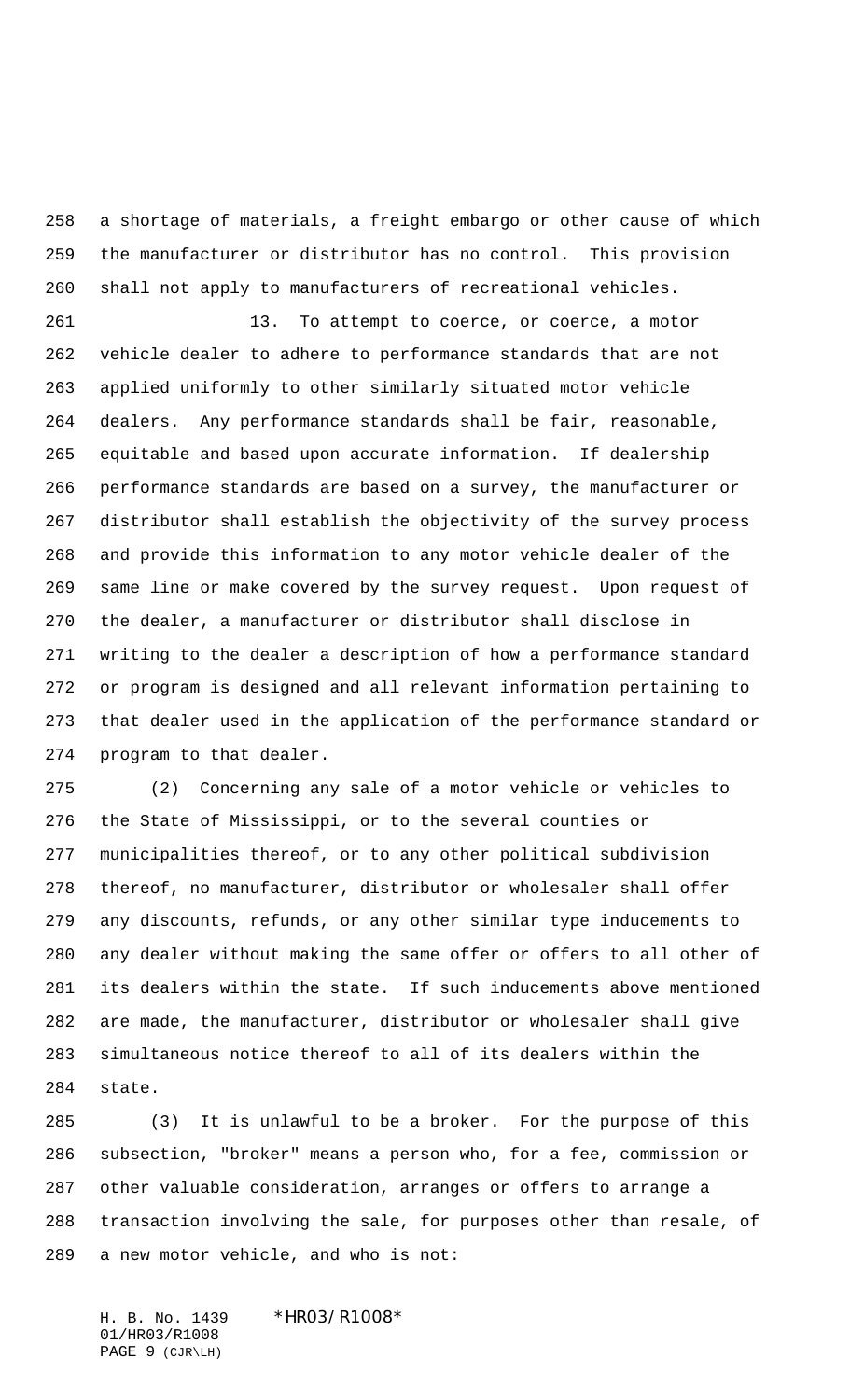a shortage of materials, a freight embargo or other cause of which the manufacturer or distributor has no control. This provision shall not apply to manufacturers of recreational vehicles.

13. To attempt to coerce, or coerce, a motor vehicle dealer to adhere to performance standards that are not applied uniformly to other similarly situated motor vehicle dealers. Any performance standards shall be fair, reasonable, equitable and based upon accurate information. If dealership performance standards are based on a survey, the manufacturer or distributor shall establish the objectivity of the survey process and provide this information to any motor vehicle dealer of the same line or make covered by the survey request. Upon request of the dealer, a manufacturer or distributor shall disclose in writing to the dealer a description of how a performance standard or program is designed and all relevant information pertaining to that dealer used in the application of the performance standard or program to that dealer.

(2) Concerning any sale of a motor vehicle or vehicles to the State of Mississippi, or to the several counties or municipalities thereof, or to any other political subdivision thereof, no manufacturer, distributor or wholesaler shall offer any discounts, refunds, or any other similar type inducements to any dealer without making the same offer or offers to all other of its dealers within the state. If such inducements above mentioned are made, the manufacturer, distributor or wholesaler shall give simultaneous notice thereof to all of its dealers within the state.

(3) It is unlawful to be a broker. For the purpose of this subsection, "broker" means a person who, for a fee, commission or other valuable consideration, arranges or offers to arrange a transaction involving the sale, for purposes other than resale, of a new motor vehicle, and who is not: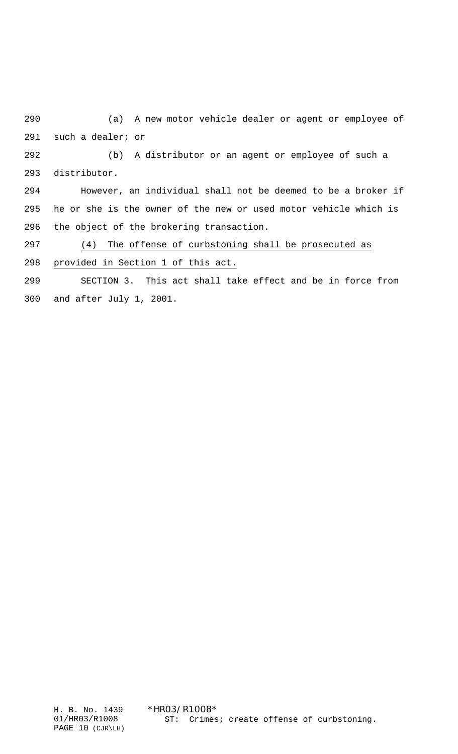(a) A new motor vehicle dealer or agent or employee of such a dealer; or

(b) A distributor or an agent or employee of such a distributor.

However, an individual shall not be deemed to be a broker if he or she is the owner of the new or used motor vehicle which is the object of the brokering transaction.

(4) The offense of curbstoning shall be prosecuted as provided in Section 1 of this act.

SECTION 3. This act shall take effect and be in force from and after July 1, 2001.